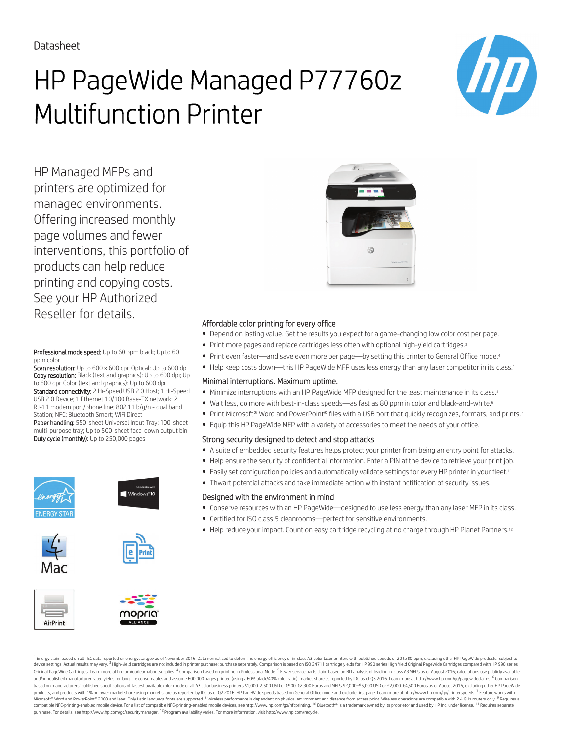Datasheet

# HP PageWide Managed P77760z Multifunction Printer

HP Managed MFPs and printers are optimized for managed environments. Offering increased monthly page volumes and fewer interventions, this portfolio of products can help reduce printing and copying costs. See your HP Authorized Reseller for details.

**Professional mode speed:** Up to 60 ppm black; Up to 60 ppm color
**Scan resolution:** Up to 600 x 600 dpi; Optical: Up to 600 dpi
**Copy resolution:** Black (text and graphics): Up to 600 dpi; Up to 600 dpi; Color (text and graphics): Up to 600 dpi
**Standard connectivity:** 2 Hi-Speed USB 2.0 Host; 1 Hi-Speed USB 2.0 Device; 1 Ethernet 10/100 Base-TX network; 2 RJ-11 modem port/phone line; 802.11 b/g/n - dual band Station; NFC; Bluetooth Smart; WiFi Direct
**Paper handling:** 550-sheet Universal Input Tray; 100-sheet multi-purpose tray; Up to 500-sheet face-down output bin
**Duty cycle (monthly):** Up to 250,000 pages

## Affordable color printing for every office

- Depend on lasting value. Get the results you expect for a game-changing low color cost per page.
- Print more pages and replace cartridges less often with optional high-yield cartridges.[3]
- Print even faster—and save even more per page—by setting this printer to General Office mode.[4]
- Help keep costs down—this HP PageWide MFP uses less energy than any laser competitor in its class.[1]

## Minimal interruptions. Maximum uptime.

- Minimize interruptions with an HP PageWide MFP designed for the least maintenance in its class.[5]
- Wait less, do more with best-in-class speeds—as fast as 80 ppm in color and black-and-white.[6]
- Print Microsoft® Word and PowerPoint® files with a USB port that quickly recognizes, formats, and prints.[7]
- Equip this HP PageWide MFP with a variety of accessories to meet the needs of your office.

## Strong security designed to detect and stop attacks

- A suite of embedded security features helps protect your printer from being an entry point for attacks.
- Help ensure the security of confidential information. Enter a PIN at the device to retrieve your print job.
- Easily set configuration policies and automatically validate settings for every HP printer in your fleet.[11]
- Thwart potential attacks and take immediate action with instant notification of security issues.

## Designed with the environment in mind

- Conserve resources with an HP PageWide—designed to use less energy than any laser MFP in its class.[1]
- Certified for ISO class 5 cleanrooms—perfect for sensitive environments.
- Help reduce your impact. Count on easy cartridge recycling at no charge through HP Planet Partners.[12]

ENERGY STAR

Compatible with Windows® 10

Mac

ePrint

AirPrint

mopria ALLIANCE

[1] Energy claim based on all TEC data reported on energystar.gov as of November 2016. Data normalized to determine energy efficiency of in-class A3 color laser printers with published speeds of 20 to 80 ppm, excluding other HP PageWide products. Subject to device settings. Actual results may vary. [3] High-yield cartridges are not included in printer purchase; purchase separately. Comparison is based on ISO 24711 cartridge yields for HP 990 series High Yield Original PageWide Cartridges compared with HP 990 series Original PageWide Cartridges. Learn more at hp.com/go/learnaboutsupplies. [4] Comparison based on printing in Professional Mode. [5] Fewer service parts claim based on BLI analysis of leading in-class A3 MFPs as of August 2016; calculations use publicly available and/or published manufacturer rated yields for long-life consumables and assume 600,000 pages printed (using a 60% black/40% color ratio); market share as reported by IDC as of Q3 2016. Learn more at http://www.hp.com/go/pagewideclaims. [6] Comparison based on manufacturers' published specifications of fastest available color mode of all A3 color business printers $1,000–2,500 USD or €900–€2,300 Euros and MFPs $2,000–$5,000 USD or €2,000–€4,500 Euros as of August 2016, excluding other HP PageWide products, and products with 1% or lower market share using market share as reported by IDC as of Q2 2016. HP PageWide speeds based on General Office mode and exclude first page. Learn more at http://www.hp.com/go/printerspeeds. [7] Feature works with Microsoft® Word and PowerPoint® 2003 and later. Only Latin language fonts are supported. [8] Wireless performance is dependent on physical environment and distance from access point. Wireless operations are compatible with 2.4 GHz routers only. [9] Requires a compatible NFC-printing-enabled mobile device. For a list of compatible NFC-printing-enabled mobile devices, see http://www.hp.com/go/nfcprinting. [10] Bluetooth® is a trademark owned by its proprietor and used by HP Inc. under license. [11] Requires separate purchase. For details, see http://www.hp.com/go/securitymanager. [12] Program availability varies. For more information, visit http://www.hp.com/recycle.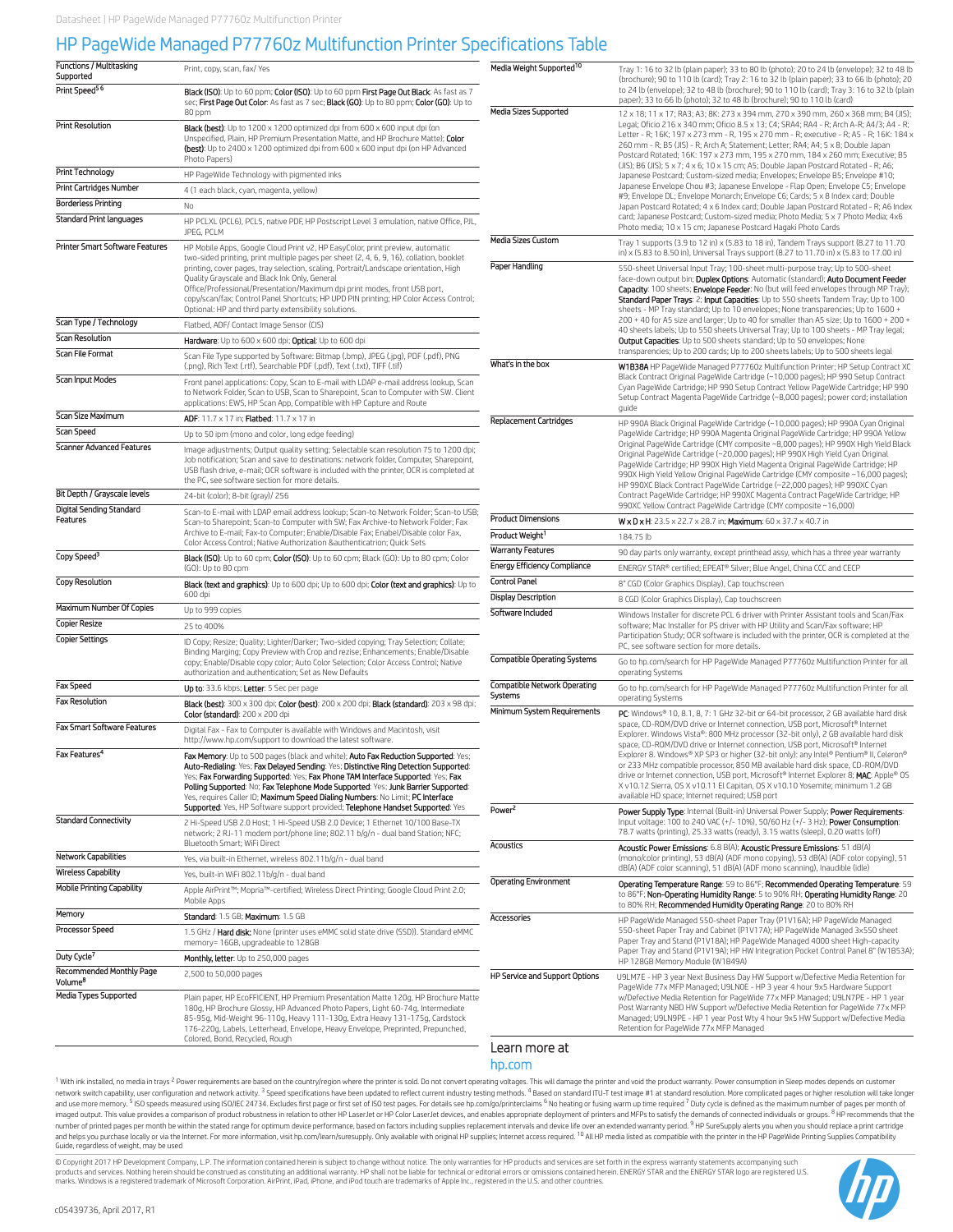# HP PageWide Managed P77760z Multifunction Printer Specifications Table

| | |
|---|---|
| Functions / Multitasking Supported | Print, copy, scan, fax/ Yes |
| Print Speed[5 6] | **Black (ISO)**: Up to 60 ppm; **Color (ISO)**: Up to 60 ppm **First Page Out Black**: As fast as 7 sec; **First Page Out Color**: As fast as 7 sec; **Black (GO)**: Up to 80 ppm; **Color (GO)**: Up to 80 ppm |
| Print Resolution | **Black (best)**: Up to 1200 x 1200 optimized dpi from 600 x 600 input dpi (on Unspecified, Plain, HP Premium Presentation Matte, and HP Brochure Matte); **Color (best)**: Up to 2400 x 1200 optimized dpi from 600 x 600 input dpi (on HP Advanced Photo Papers) |
| Print Technology | HP PageWide Technology with pigmented inks |
| Print Cartridges Number | 4 (1 each black, cyan, magenta, yellow) |
| Borderless Printing | No |
| Standard Print languages | HP PCLXL (PCL6), PCL5, native PDF, HP Postscript Level 3 emulation, native Office, PJL, JPEG, PCLM |
| Printer Smart Software Features | HP Mobile Apps, Google Cloud Print v2, HP EasyColor, print preview, automatic two-sided printing, print multiple pages per sheet (2, 4, 6, 9, 16), collation, booklet printing, cover pages, tray selection, scaling, Portrait/Landscape orientation, High Quality Grayscale and Black Ink Only, General Office/Professional/Presentation/Maximum dpi print modes, front USB port, copy/scan/fax; Control Panel Shortcuts; HP UPD PIN printing; HP Color Access Control; Optional: HP and third party extensibility solutions. |
| Scan Type / Technology | Flatbed, ADF/ Contact Image Sensor (CIS) |
| Scan Resolution | **Hardware**: Up to 600 x 600 dpi; **Optical**: Up to 600 dpi |
| Scan File Format | Scan File Type supported by Software: Bitmap (.bmp), JPEG (.jpg), PDF (.pdf), PNG (.png), Rich Text (.rtf), Searchable PDF (.pdf), Text (.txt), TIFF (.tif) |
| Scan Input Modes | Front panel applications: Copy, Scan to E-mail with LDAP e-mail address lookup, Scan to Network Folder, Scan to USB, Scan to Sharepoint, Scan to Computer with SW. Client applications: EWS, HP Scan App, Compatible with HP Capture and Route |
| Scan Size Maximum | **ADF**: 11.7 x 17 in; **Flatbed**: 11.7 x 17 in |
| Scan Speed | Up to 50 ipm (mono and color, long edge feeding) |
| Scanner Advanced Features | Image adjustments; Output quality setting; Selectable scan resolution 75 to 1200 dpi; Job notification; Scan and save to destinations: network folder, Computer, Sharepoint, USB flash drive, e-mail; OCR software is included with the printer, OCR is completed at the PC, see software section for more details. |
| Bit Depth / Grayscale levels | 24-bit (color); 8-bit (gray)/ 256 |
| Digital Sending Standard Features | Scan-to E-mail with LDAP email address lookup; Scan-to-Network Folder; Scan-to USB; Scan-to-Sharepoint; Scan-to Computer with SW; Fax Archive-to-Network Folder; Fax Archive to E-mail; Fax-to-Computer; Enable/Disable Fax; Enabel/Disable color Fax, Color Access Control; Native Authorization &authenticatrion; Quick Sets |
| Copy Speed[3] | **Black (ISO)**: Up to 60 cpm; **Color (ISO)**: Up to 60 cpm; Black (GO): Up to 80 cpm; Color (GO): Up to 80 cpm |
| Copy Resolution | **Black (text and graphics)**: Up to 600 dpi; Up to 600 dpi; **Color (text and graphics)**: Up to 600 dpi |
| Maximum Number Of Copies | Up to 999 copies |
| Copier Resize | 25 to 400% |
| Copier Settings | ID Copy; Resize; Quality; Lighter/Darker; Two-sided copying; Tray Selection; Collate; Binding Margin; Copy Preview with Crop and rezise; Enhancements; Enable/Disable copy; Enable/Disable copy color; Auto Color Selection; Color Access Control; Native authorization and authentication; Set as New Defaults |
| Fax Speed | **Up to**: 33.6 kbps; **Letter**: 5 Sec per page |
| Fax Resolution | **Black (best)**: 300 x 300 dpi; **Color (best)**: 200 x 200 dpi; **Black (standard)**: 203 x 98 dpi; **Color (standard)**: 200 x 200 dpi |
| Fax Smart Software Features | Digital Fax - Fax to Computer is available with Windows and Macintosh, visit http://www.hp.com/support to download the latest software. |
| Fax Features[4] | **Fax Memory**: Up to 500 pages (black and white); **Auto Fax Reduction Supported**: Yes; **Auto-Redialing**: Yes; **Fax Delayed Sending**: Yes; **Distinctive Ring Detection Supported**: Yes; **Fax Forwarding Supported**: Yes; **Fax Phone TAM Interface Supported**: Yes; **Fax Polling Supported**: No; **Fax Telephone Mode Supported**: Yes; **Junk Barrier Supported**: Yes, requires Caller ID; **Maximum Speed Dialing Numbers**: No Limit; **PC Interface Supported**: Yes, HP Software support provided; **Telephone Handset Supported**: Yes |
| Standard Connectivity | 2 Hi-Speed USB 2.0 Host; 1 Hi-Speed USB 2.0 Device; 1 Ethernet 10/100 Base-TX network; 2 RJ-11 modem port/phone line; 802.11 b/g/n - dual band Station; NFC; Bluetooth Smart; WiFi Direct |
| Network Capabilities | Yes, via built-in Ethernet, wireless 802.11b/g/n - dual band |
| Wireless Capability | Yes, built-in WiFi 802.11b/g/n - dual band |
| Mobile Printing Capability | Apple AirPrint™; Mopria™-certified; Wireless Direct Printing; Google Cloud Print 2.0; Mobile Apps |
| Memory | **Standard**: 1.5 GB; **Maximum**: 1.5 GB |
| Processor Speed | 1.5 GHz / **Hard disk**: None (printer uses eMMC solid state drive (SSD)). Standard eMMC memory= 16GB, upgradeable to 128GB |
| Duty Cycle[7] | **Monthly, letter**: Up to 250,000 pages |
| Recommended Monthly Page Volume[8] | 2,500 to 50,000 pages |
| Media Types Supported | Plain paper, HP EcoFFICIENT, HP Premium Presentation Matte 120g, HP Brochure Matte 180g, HP Brochure Glossy, HP Advanced Photo Papers, Light 60-74g, Intermediate 85-95g, Mid-Weight 96-110g, Heavy 111-130g, Extra Heavy 131-175g, Cardstock 176-220g, Labels, Letterhead, Envelope, Heavy Envelope, Preprinted, Prepunched, Colored, Bond, Recycled, Rough |
| Media Weight Supported[10] | Tray 1: 16 to 32 lb (plain paper); 33 to 80 lb (photo); 20 to 24 lb (envelope); 32 to 48 lb (brochure); 90 to 110 lb (card); Tray 2: 16 to 32 lb (plain paper); 33 to 66 lb (photo); 20 to 24 lb (envelope); 32 to 48 lb (brochure); 90 to 110 lb (card); Tray 3: 16 to 32 lb (plain paper); 33 to 66 lb (photo); 32 to 48 lb (brochure); 90 to 110 lb (card) |
| Media Sizes Supported | 12 x 18; 11 x 17; RA3; A3; 8K: 273 x 394 mm, 270 x 390 mm, 260 x 368 mm; B4 (JIS); Legal; Oficio 216 x 340 mm; Oficio 8.5 x 13; C4; SRA4; RA4 - R; Arch A-R; A4/3; A4 - R; Letter - R; 16K: 197 x 273 mm - R, 195 x 270 mm - R; executive - R; A5 - R; 16K: 184 x 260 mm - R; B5 (JIS) - R; Arch A; Statement; Letter; RA4; A4; 5 x 8; Double Japan Postcard Rotated; 16K: 197 x 273 mm, 195 x 270 mm, 184 x 260 mm; Executive; B5 (JIS); B6 (JIS); 5 x 7; 4 x 6; 10 x 15 cm; A5; Double Japan Postcard Rotated - R; A6; Japanese Postcard; Custom-sized media; Envelopes; Envelope B5; Envelope #10; Japanese Envelope Chou #3; Japanese Envelope - Flap Open; Envelope C5; Envelope #9; Envelope DL; Envelope Monarch; Envelope C6; Cards; 5 x 8 Index card; Double Japan Postcard Rotated; 4 x 6 Index card; Double Japan Postcard Rotated - R; A6 Index card; Japanese Postcard; Custom-sized media; Photo Media; 5 x 7 Photo Media; 4x6 Photo media; 10 x 15 cm; Japanese Postcard Hagaki Photo Cards |
| Media Sizes Custom | Tray 1 supports (3.9 to 12 in) x (5.83 to 18 in), Tandem Trays support (8.27 to 11.70 in) x (5.83 to 8.50 in), Universal Trays support (8.27 to 11.70 in) x (5.83 to 17.00 in) |
| Paper Handling | 550-sheet Universal Input Tray; 100-sheet multi-purpose tray; Up to 500-sheet face-down output bin; **Duplex Options**: Automatic (standard); **Auto Document Feeder Capacity**: 100 sheets; **Envelope Feeder**: No (but will feed envelopes through MP Tray); **Standard Paper Trays**: 2; **Input Capacities**: Up to 550 sheets Tandem Tray; Up to 100 sheets - MP Tray standard; Up to 10 envelopes; None transparencies; Up to 1600 + 200 + 40 for A5 size and larger; Up to 40 for smaller than A5 size; Up to 1600 + 200 + 40 sheets labels; Up to 550 sheets Universal Tray; Up to 100 sheets - MP Tray legal; **Output Capacities**: Up to 500 sheets standard; Up to 50 envelopes; None transparencies; Up to 200 cards; Up to 200 sheets labels; Up to 500 sheets legal |
| What's in the box | **W1B38A** HP PageWide Managed P77760z Multifunction Printer; HP Setup Contract XC Black Contract Original PageWide Cartridge (~10,000 pages); HP 990 Setup Contract Cyan PageWide Cartridge; HP 990 Setup Contract Yellow PageWide Cartridge; HP 990 Setup Contract Magenta PageWide Cartridge (~8,000 pages); power cord; installation guide |
| Replacement Cartridges | HP 990A Black Original PageWide Cartridge (~10,000 pages); HP 990A Cyan Original PageWide Cartridge; HP 990A Magenta Original PageWide Cartridge; HP 990A Yellow Original PageWide Cartridge (CMY composite ~8,000 pages); HP 990X High Yield Black Original PageWide Cartridge (~20,000 pages); HP 990X High Yield Cyan Original PageWide Cartridge; HP 990X High Yield Magenta Original PageWide Cartridge; HP 990X High Yield Yellow Original PageWide Cartridge (CMY composite ~16,000 pages); HP 990XC Black Contract PageWide Cartridge (~22,000 pages); HP 990XC Cyan Contract PageWide Cartridge; HP 990XC Magenta Contract PageWide Cartridge; HP 990XC Yellow Contract PageWide Cartridge (CMY composite ~16,000) |
| Product Dimensions | **W x D x H**: 23.5 x 22.7 x 28.7 in; **Maximum**: 60 x 37.7 x 40.7 in |
| Product Weight[1] | 184.75 lb |
| Warranty Features | 90 day parts only warranty, except printhead assy, which has a three year warranty |
| Energy Efficiency Compliance | ENERGY STAR® certified; EPEAT® Silver; Blue Angel, China CCC and CECP |
| Control Panel | 8" CGD (Color Graphics Display), Cap touchscreen |
| Display Description | 8 CGD (Color Graphics Display), Cap touchscreen |
| Software Included | Windows Installer for discrete PCL 6 driver with Printer Assistant tools and Scan/Fax software; Mac Installer for PS driver with HP Utility and Scan/Fax software; HP Participation Study; OCR software is included with the printer, OCR is completed at the PC, see software section for more details. |
| Compatible Operating Systems | Go to hp.com/search for HP PageWide Managed P77760z Multifunction Printer for all operating Systems |
| Compatible Network Operating Systems | Go to hp.com/search for HP PageWide Managed P77760z Multifunction Printer for all operating Systems |
| Minimum System Requirements | **PC**: Windows® 10, 8.1, 8, 7: 1 GHz 32-bit or 64-bit processor, 2 GB available hard disk space, CD-ROM/DVD drive or Internet connection, USB port, Microsoft® Internet Explorer. Windows Vista®: 800 MHz processor (32-bit only), 2 GB available hard disk space, CD-ROM/DVD drive or Internet connection, USB port, Microsoft® Internet Explorer 8. Windows® XP SP3 or higher (32-bit only): any Intel® Pentium® II, Celeron® or 233 MHz compatible processor, 850 MB available hard disk space, CD-ROM/DVD drive or Internet connection, USB port, Microsoft® Internet Explorer 8; **MAC**: Apple® OS X v10.12 Sierra, OS X v10.11 El Capitan, OS X v10.10 Yosemite; minimum 1.2 GB available HD space; Internet required; USB port |
| Power[2] | **Power Supply Type**: Internal (Built-in) Universal Power Supply; **Power Requirements**: Input voltage: 100 to 240 VAC (+/- 10%), 50/60 Hz (+/- 3 Hz); **Power Consumption**: 78.7 watts (printing), 25.33 watts (ready), 3.15 watts (sleep), 0.20 watts (off) |
| Acoustics | **Acoustic Power Emissions**: 6.8 B(A); **Acoustic Pressure Emissions**: 51 dB(A) (mono/color printing), 53 dB(A) (ADF mono copying), 53 dB(A) (ADF color copying), 51 dB(A) (ADF color scanning), 51 dB(A) (ADF mono scanning), Inaudible (idle) |
| Operating Environment | **Operating Temperature Range**: 59 to 86°F; **Recommended Operating Temperature**: 59 to 86°F; **Non-Operating Humidity Range**: 5 to 90% RH; **Operating Humidity Range**: 20 to 80% RH; **Recommended Humidity Operating Range**: 20 to 80% RH |
| Accessories | HP PageWide Managed 550-sheet Paper Tray (P1V16A); HP PageWide Managed 550-sheet Paper Tray and Cabinet (P1V17A); HP PageWide Managed 3x550 sheet Paper Tray and Stand (P1V18A); HP PageWide Managed 4000 sheet High-capacity Paper Tray and Stand (P1V19A); HP HW Integration Pocket Control Panel 8" (W1B53A); HP 128GB Memory Module (W1B49A) |
| HP Service and Support Options | U9LM7E - HP 3 year Next Business Day HW Support w/Defective Media Retention for PageWide 77x MFP Managed; U9LN0E - HP 3 year 4 hour 9x5 Hardware Support w/Defective Media Retention for PageWide 77x MFP Managed; U9LN7PE - HP 1 year Post Warranty NBD HW Support w/Defective Media Retention for PageWide 77x MFP Managed; U9LN9PE - HP 1 year Post Wty 4 hour 9x5 HW Support w/Defective Media Retention for PageWide 77x MFP Managed |

Learn more at
hp.com

[1] With ink installed, no media in trays [2] Power requirements are based on the country/region where the printer is sold. Do not convert operating voltages. This will damage the printer and void the product warranty. Power consumption in Sleep modes depends on customer network switch capability, user configuration and network activity. [3] Speed specifications have been updated to reflect current industry testing methods. [4] Based on standard ITU-T test image #1 at standard resolution. More complicated pages or higher resolution will take longer and use more memory. [5] ISO speeds measured using ISO/IEC 24734. Excludes first page or first set of ISO test pages. For details see hp.com/go/printerclaims [6] No heating or fusing warm up time required [7] Duty cycle is defined as the maximum number of pages per month of imaged output. This value provides a comparison of product robustness in relation to other HP LaserJet or HP Color LaserJet devices, and enables appropriate deployment of printers and MFPs to satisfy the demands of connected individuals or groups. [8] HP recommends that the number of printed pages per month be within the stated range for optimum device performance, based on factors including supplies replacement intervals and device life over an extended warranty period. [9] HP SureSupply alerts you when you should replace a print cartridge and helps you purchase locally or via the Internet. For more information, visit hp.com/learn/suresupply. Only available with original HP supplies; Internet access required. [10] All HP media listed as compatible with the printer in the HP PageWide Printing Supplies Compatibility Guide, regardless of weight, may be used

© Copyright 2017 HP Development Company, L.P. The information contained herein is subject to change without notice. The only warranties for HP products and services are set forth in the express warranty statements accompanying such products and services. Nothing herein should be construed as constituting an additional warranty. HP shall not be liable for technical or editorial errors or omissions contained herein. ENERGY STAR and the ENERGY STAR logo are registered U.S. marks. Windows is a registered trademark of Microsoft Corporation. AirPrint, iPad, iPhone, and iPod touch are trademarks of Apple Inc., registered in the U.S. and other countries.

c05439736, April 2017, R1